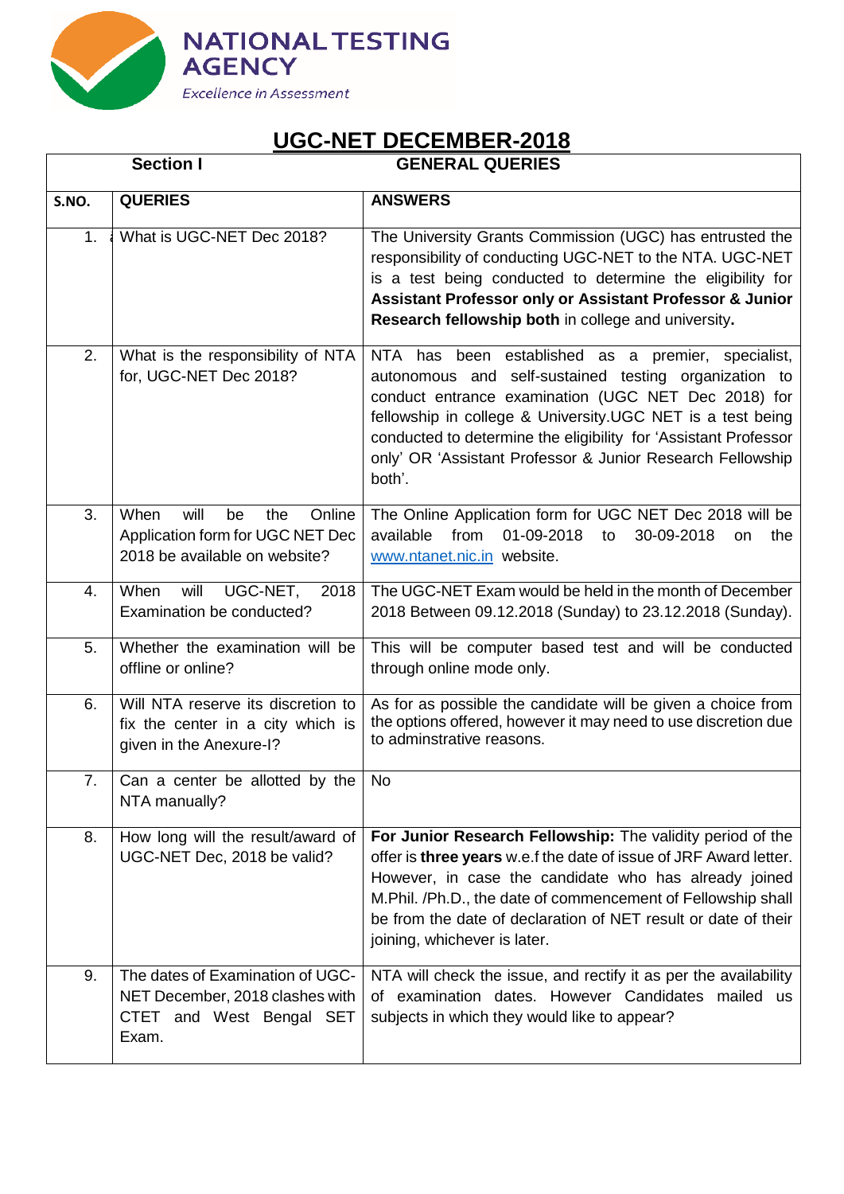NATIONAL TESTING AGENCY

*Excellence in Assessment*

# UGC-NET DECEMBER-2018

| Section I | GENERAL QUERIES | |
|---|---|---|
| **S.NO.** | **QUERIES** | **ANSWERS** |
| 1. | What is UGC-NET Dec 2018? | The University Grants Commission (UGC) has entrusted the responsibility of conducting UGC-NET to the NTA. UGC-NET is a test being conducted to determine the eligibility for **Assistant Professor only or Assistant Professor & Junior Research fellowship both** in college and university**.** |
| 2. | What is the responsibility of NTA for, UGC-NET Dec 2018? | NTA has been established as a premier, specialist, autonomous and self-sustained testing organization to conduct entrance examination (UGC NET Dec 2018) for fellowship in college & University.UGC NET is a test being conducted to determine the eligibility for 'Assistant Professor only' OR 'Assistant Professor & Junior Research Fellowship both'. |
| 3. | When will be the Online Application form for UGC NET Dec 2018 be available on website? | The Online Application form for UGC NET Dec 2018 will be available from 01-09-2018 to 30-09-2018 on the www.ntanet.nic.in website. |
| 4. | When will UGC-NET, 2018 Examination be conducted? | The UGC-NET Exam would be held in the month of December 2018 Between 09.12.2018 (Sunday) to 23.12.2018 (Sunday). |
| 5. | Whether the examination will be offline or online? | This will be computer based test and will be conducted through online mode only. |
| 6. | Will NTA reserve its discretion to fix the center in a city which is given in the Anexure-I? | As for as possible the candidate will be given a choice from the options offered, however it may need to use discretion due to adminstrative reasons. |
| 7. | Can a center be allotted by the NTA manually? | No |
| 8. | How long will the result/award of UGC-NET Dec, 2018 be valid? | **For Junior Research Fellowship:** The validity period of the offer is **three years** w.e.f the date of issue of JRF Award letter. However, in case the candidate who has already joined M.Phil. /Ph.D., the date of commencement of Fellowship shall be from the date of declaration of NET result or date of their joining, whichever is later. |
| 9. | The dates of Examination of UGC-NET December, 2018 clashes with CTET and West Bengal SET Exam. | NTA will check the issue, and rectify it as per the availability of examination dates. However Candidates mailed us subjects in which they would like to appear? |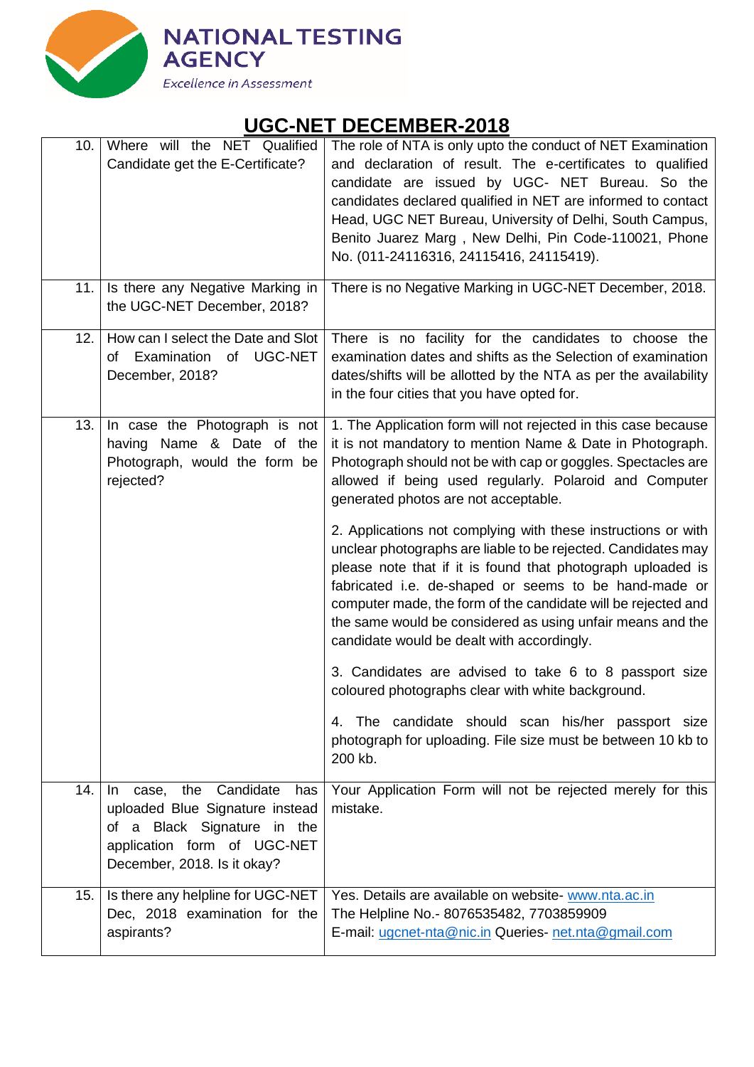## UGC-NET DECEMBER-2018

| | | |
|---|---|---|
| 10. | Where will the NET Qualified Candidate get the E-Certificate? | The role of NTA is only upto the conduct of NET Examination and declaration of result. The e-certificates to qualified candidate are issued by UGC- NET Bureau. So the candidates declared qualified in NET are informed to contact Head, UGC NET Bureau, University of Delhi, South Campus, Benito Juarez Marg , New Delhi, Pin Code-110021, Phone No. (011-24116316, 24115416, 24115419). |
| 11. | Is there any Negative Marking in the UGC-NET December, 2018? | There is no Negative Marking in UGC-NET December, 2018. |
| 12. | How can I select the Date and Slot of Examination of UGC-NET December, 2018? | There is no facility for the candidates to choose the examination dates and shifts as the Selection of examination dates/shifts will be allotted by the NTA as per the availability in the four cities that you have opted for. |
| 13. | In case the Photograph is not having Name & Date of the Photograph, would the form be rejected? | 1. The Application form will not rejected in this case because it is not mandatory to mention Name & Date in Photograph. Photograph should not be with cap or goggles. Spectacles are allowed if being used regularly. Polaroid and Computer generated photos are not acceptable.<br><br>2. Applications not complying with these instructions or with unclear photographs are liable to be rejected. Candidates may please note that if it is found that photograph uploaded is fabricated i.e. de-shaped or seems to be hand-made or computer made, the form of the candidate will be rejected and the same would be considered as using unfair means and the candidate would be dealt with accordingly.<br><br>3. Candidates are advised to take 6 to 8 passport size coloured photographs clear with white background.<br><br>4. The candidate should scan his/her passport size photograph for uploading. File size must be between 10 kb to 200 kb. |
| 14. | In case, the Candidate has uploaded Blue Signature instead of a Black Signature in the application form of UGC-NET December, 2018. Is it okay? | Your Application Form will not be rejected merely for this mistake. |
| 15. | Is there any helpline for UGC-NET Dec, 2018 examination for the aspirants? | Yes. Details are available on website- www.nta.ac.in<br>The Helpline No.- 8076535482, 7703859909<br>E-mail: ugcnet-nta@nic.in Queries- net.nta@gmail.com |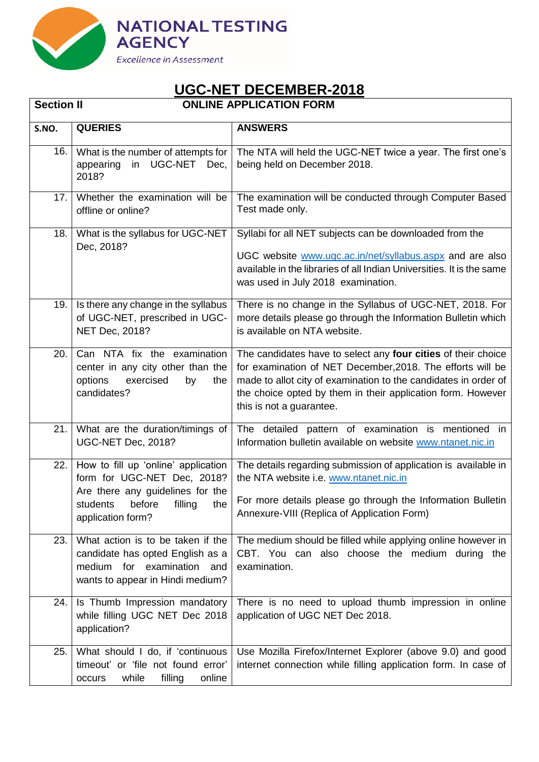NATIONAL TESTING AGENCY

*Excellence in Assessment*

# UGC-NET DECEMBER-2018

| **Section II** | **ONLINE APPLICATION FORM** | |
|---|---|---|
| **S.NO.** | **QUERIES** | **ANSWERS** |
| 16. | What is the number of attempts for appearing in UGC-NET Dec, 2018? | The NTA will held the UGC-NET twice a year. The first one's being held on December 2018. |
| 17. | Whether the examination will be offline or online? | The examination will be conducted through Computer Based Test made only. |
| 18. | What is the syllabus for UGC-NET Dec, 2018? | Syllabi for all NET subjects can be downloaded from the UGC website www.ugc.ac.in/net/syllabus.aspx and are also available in the libraries of all Indian Universities. It is the same was used in July 2018 examination. |
| 19. | Is there any change in the syllabus of UGC-NET, prescribed in UGC-NET Dec, 2018? | There is no change in the Syllabus of UGC-NET, 2018. For more details please go through the Information Bulletin which is available on NTA website. |
| 20. | Can NTA fix the examination center in any city other than the options exercised by the candidates? | The candidates have to select any **four cities** of their choice for examination of NET December,2018. The efforts will be made to allot city of examination to the candidates in order of the choice opted by them in their application form. However this is not a guarantee. |
| 21. | What are the duration/timings of UGC-NET Dec, 2018? | The detailed pattern of examination is mentioned in Information bulletin available on website www.ntanet.nic.in |
| 22. | How to fill up 'online' application form for UGC-NET Dec, 2018? Are there any guidelines for the students before filling the application form? | The details regarding submission of application is available in the NTA website i.e. www.ntanet.nic.in<br><br>For more details please go through the Information Bulletin Annexure-VIII (Replica of Application Form) |
| 23. | What action is to be taken if the candidate has opted English as a medium for examination and wants to appear in Hindi medium? | The medium should be filled while applying online however in CBT. You can also choose the medium during the examination. |
| 24. | Is Thumb Impression mandatory while filling UGC NET Dec 2018 application? | There is no need to upload thumb impression in online application of UGC NET Dec 2018. |
| 25. | What should I do, if 'continuous timeout' or 'file not found error' occurs while filling online | Use Mozilla Firefox/Internet Explorer (above 9.0) and good internet connection while filling application form. In case of |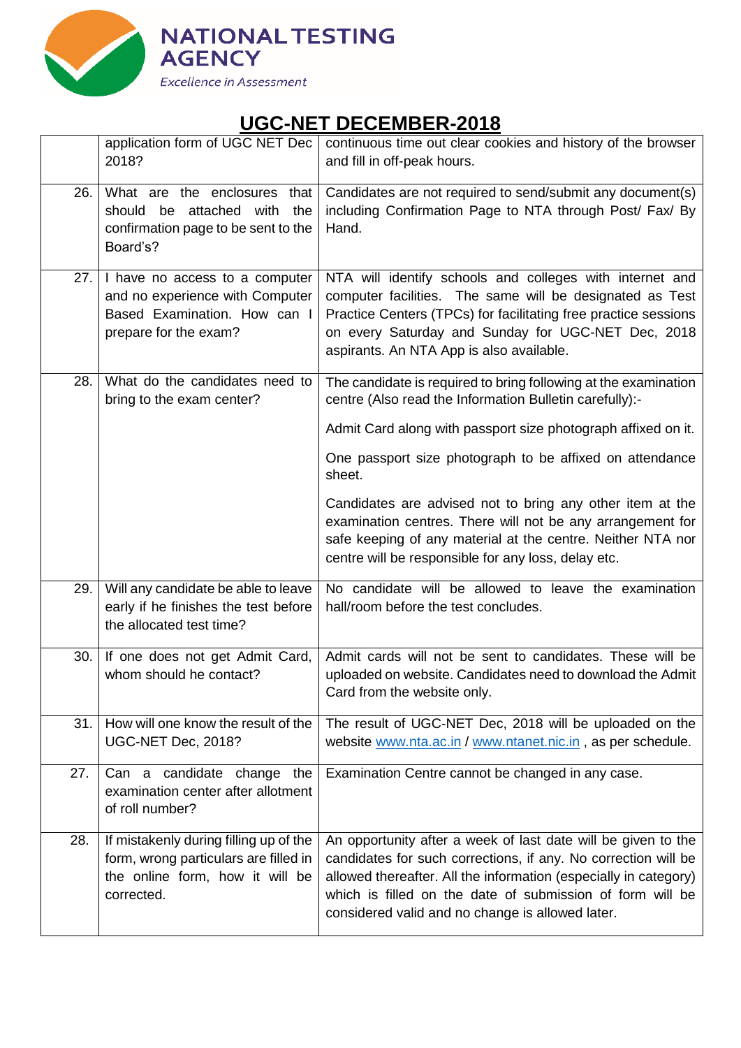## UGC-NET DECEMBER-2018

| | | |
|---|---|---|
| | application form of UGC NET Dec 2018? | continuous time out clear cookies and history of the browser and fill in off-peak hours. |
| 26. | What are the enclosures that should be attached with the confirmation page to be sent to the Board's? | Candidates are not required to send/submit any document(s) including Confirmation Page to NTA through Post/ Fax/ By Hand. |
| 27. | I have no access to a computer and no experience with Computer Based Examination. How can I prepare for the exam? | NTA will identify schools and colleges with internet and computer facilities. The same will be designated as Test Practice Centers (TPCs) for facilitating free practice sessions on every Saturday and Sunday for UGC-NET Dec, 2018 aspirants. An NTA App is also available. |
| 28. | What do the candidates need to bring to the exam center? | The candidate is required to bring following at the examination centre (Also read the Information Bulletin carefully):-<br><br>Admit Card along with passport size photograph affixed on it.<br><br>One passport size photograph to be affixed on attendance sheet.<br><br>Candidates are advised not to bring any other item at the examination centres. There will not be any arrangement for safe keeping of any material at the centre. Neither NTA nor centre will be responsible for any loss, delay etc. |
| 29. | Will any candidate be able to leave early if he finishes the test before the allocated test time? | No candidate will be allowed to leave the examination hall/room before the test concludes. |
| 30. | If one does not get Admit Card, whom should he contact? | Admit cards will not be sent to candidates. These will be uploaded on website. Candidates need to download the Admit Card from the website only. |
| 31. | How will one know the result of the UGC-NET Dec, 2018? | The result of UGC-NET Dec, 2018 will be uploaded on the website www.nta.ac.in / www.ntanet.nic.in , as per schedule. |
| 27. | Can a candidate change the examination center after allotment of roll number? | Examination Centre cannot be changed in any case. |
| 28. | If mistakenly during filling up of the form, wrong particulars are filled in the online form, how it will be corrected. | An opportunity after a week of last date will be given to the candidates for such corrections, if any. No correction will be allowed thereafter. All the information (especially in category) which is filled on the date of submission of form will be considered valid and no change is allowed later. |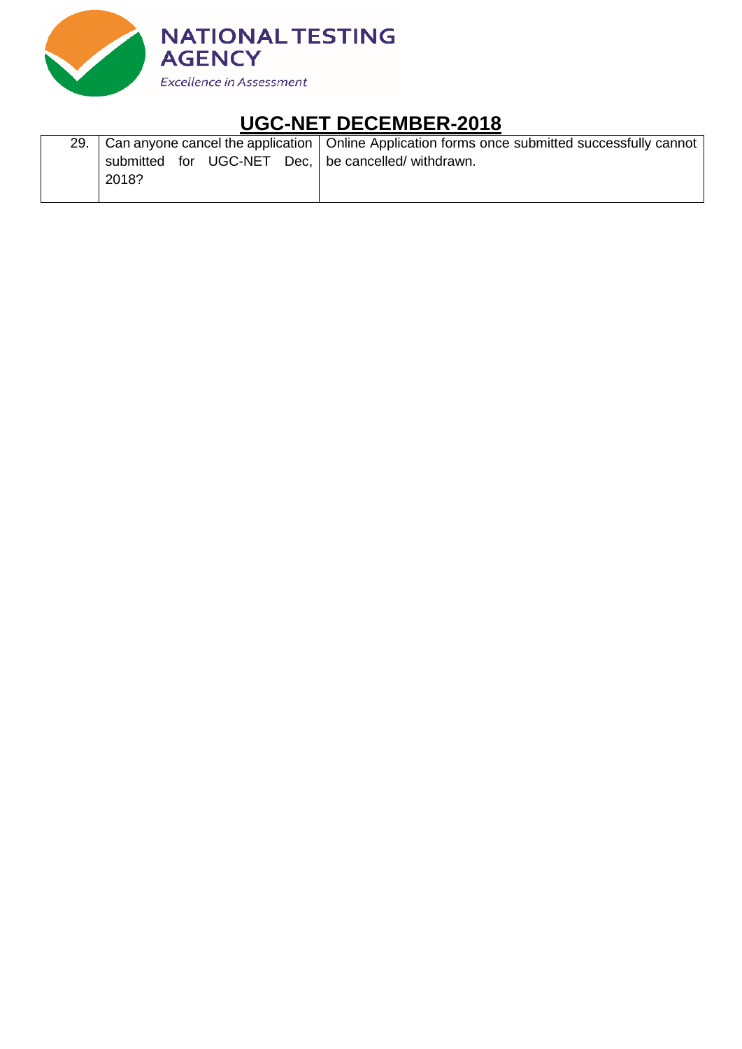## UGC-NET DECEMBER-2018

| | | |
|---|---|---|
| 29. | Can anyone cancel the application submitted for UGC-NET Dec, 2018? | Online Application forms once submitted successfully cannot be cancelled/ withdrawn. |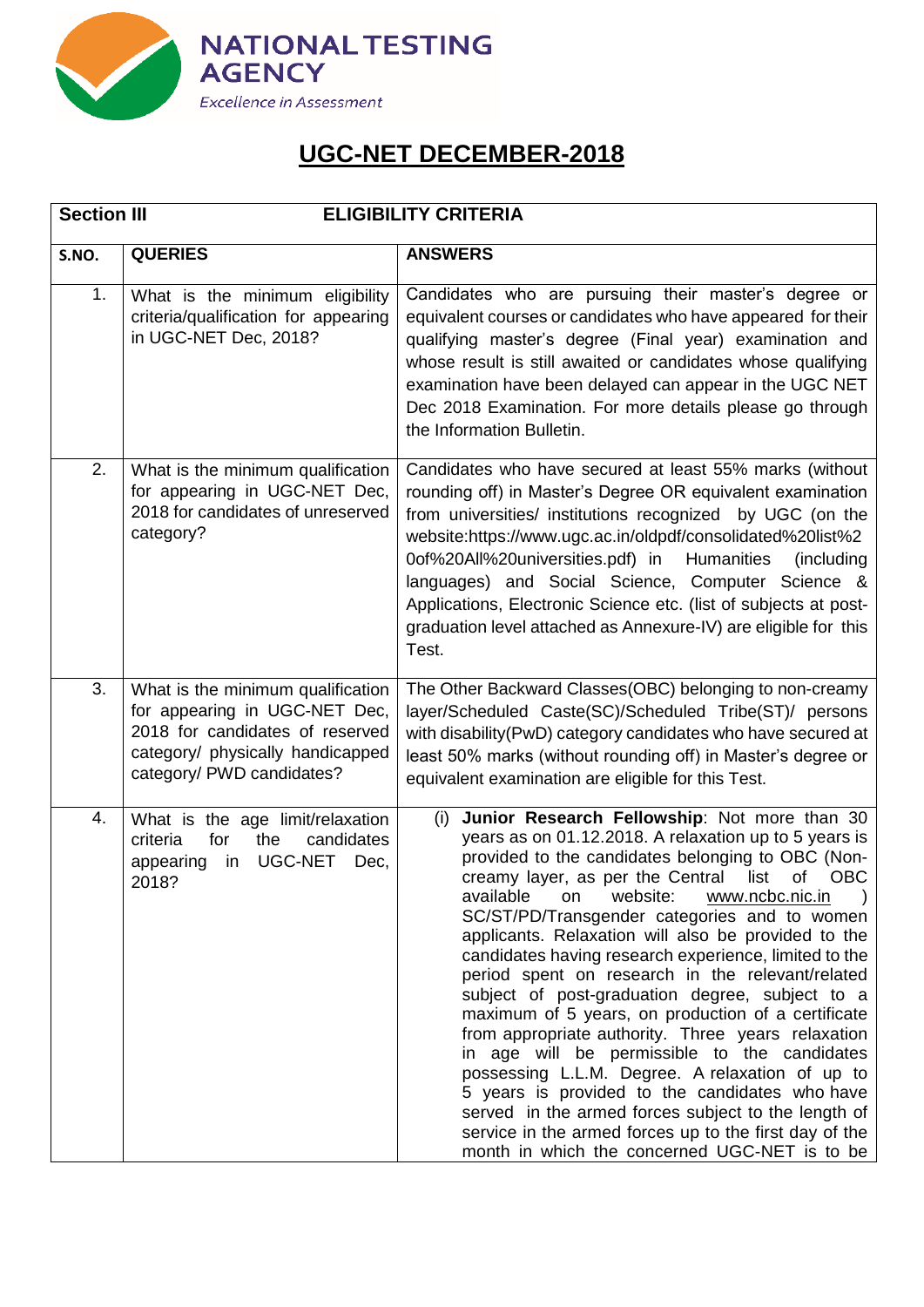**NATIONAL TESTING AGENCY**
*Excellence in Assessment*

# UGC-NET DECEMBER-2018

| **Section III** | **ELIGIBILITY CRITERIA** | |
|---|---|---|
| **S.NO.** | **QUERIES** | **ANSWERS** |
| 1. | What is the minimum eligibility criteria/qualification for appearing in UGC-NET Dec, 2018? | Candidates who are pursuing their master's degree or equivalent courses or candidates who have appeared for their qualifying master's degree (Final year) examination and whose result is still awaited or candidates whose qualifying examination have been delayed can appear in the UGC NET Dec 2018 Examination. For more details please go through the Information Bulletin. |
| 2. | What is the minimum qualification for appearing in UGC-NET Dec, 2018 for candidates of unreserved category? | Candidates who have secured at least 55% marks (without rounding off) in Master's Degree OR equivalent examination from universities/ institutions recognized by UGC (on the website:https://www.ugc.ac.in/oldpdf/consolidated%20list%20of%20All%20universities.pdf) in Humanities (including languages) and Social Science, Computer Science & Applications, Electronic Science etc. (list of subjects at post-graduation level attached as Annexure-IV) are eligible for this Test. |
| 3. | What is the minimum qualification for appearing in UGC-NET Dec, 2018 for candidates of reserved category/ physically handicapped category/ PWD candidates? | The Other Backward Classes(OBC) belonging to non-creamy layer/Scheduled Caste(SC)/Scheduled Tribe(ST)/ persons with disability(PwD) category candidates who have secured at least 50% marks (without rounding off) in Master's degree or equivalent examination are eligible for this Test. |
| 4. | What is the age limit/relaxation criteria for the candidates appearing in UGC-NET Dec, 2018? | (i) **Junior Research Fellowship**: Not more than 30 years as on 01.12.2018. A relaxation up to 5 years is provided to the candidates belonging to OBC (Non-creamy layer, as per the Central list of OBC available on website: www.ncbc.nic.in ) SC/ST/PD/Transgender categories and to women applicants. Relaxation will also be provided to the candidates having research experience, limited to the period spent on research in the relevant/related subject of post-graduation degree, subject to a maximum of 5 years, on production of a certificate from appropriate authority. Three years relaxation in age will be permissible to the candidates possessing L.L.M. Degree. A relaxation of up to 5 years is provided to the candidates who have served in the armed forces subject to the length of service in the armed forces up to the first day of the month in which the concerned UGC-NET is to be |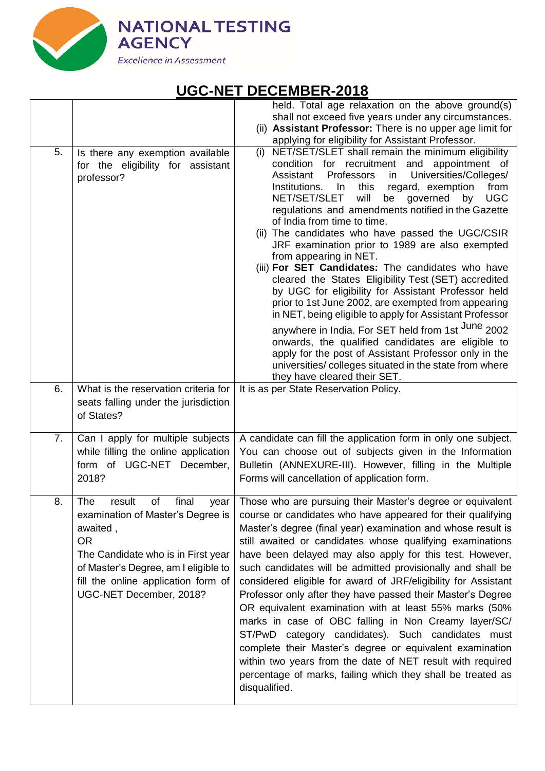## UGC-NET DECEMBER-2018

| | | |
|---|---|---|
| | | held. Total age relaxation on the above ground(s) shall not exceed five years under any circumstances.<br>(ii) **Assistant Professor:** There is no upper age limit for applying for eligibility for Assistant Professor. |
| 5. | Is there any exemption available for the eligibility for assistant professor? | (i) NET/SET/SLET shall remain the minimum eligibility condition for recruitment and appointment of Assistant Professors in Universities/Colleges/ Institutions. In this regard, exemption from NET/SET/SLET will be governed by UGC regulations and amendments notified in the Gazette of India from time to time.<br>(ii) The candidates who have passed the UGC/CSIR JRF examination prior to 1989 are also exempted from appearing in NET.<br>(iii) **For SET Candidates:** The candidates who have cleared the States Eligibility Test (SET) accredited by UGC for eligibility for Assistant Professor held prior to 1st June 2002, are exempted from appearing in NET, being eligible to apply for Assistant Professor anywhere in India. For SET held from 1st June 2002 onwards, the qualified candidates are eligible to apply for the post of Assistant Professor only in the universities/ colleges situated in the state from where they have cleared their SET. |
| 6. | What is the reservation criteria for seats falling under the jurisdiction of States? | It is as per State Reservation Policy. |
| 7. | Can I apply for multiple subjects while filling the online application form of UGC-NET December, 2018? | A candidate can fill the application form in only one subject. You can choose out of subjects given in the Information Bulletin (ANNEXURE-III). However, filling in the Multiple Forms will cancellation of application form. |
| 8. | The result of final year examination of Master's Degree is awaited ,<br>OR<br>The Candidate who is in First year of Master's Degree, am I eligible to fill the online application form of UGC-NET December, 2018? | Those who are pursuing their Master's degree or equivalent course or candidates who have appeared for their qualifying Master's degree (final year) examination and whose result is still awaited or candidates whose qualifying examinations have been delayed may also apply for this test. However, such candidates will be admitted provisionally and shall be considered eligible for award of JRF/eligibility for Assistant Professor only after they have passed their Master's Degree OR equivalent examination with at least 55% marks (50% marks in case of OBC falling in Non Creamy layer/SC/ ST/PwD category candidates). Such candidates must complete their Master's degree or equivalent examination within two years from the date of NET result with required percentage of marks, failing which they shall be treated as disqualified. |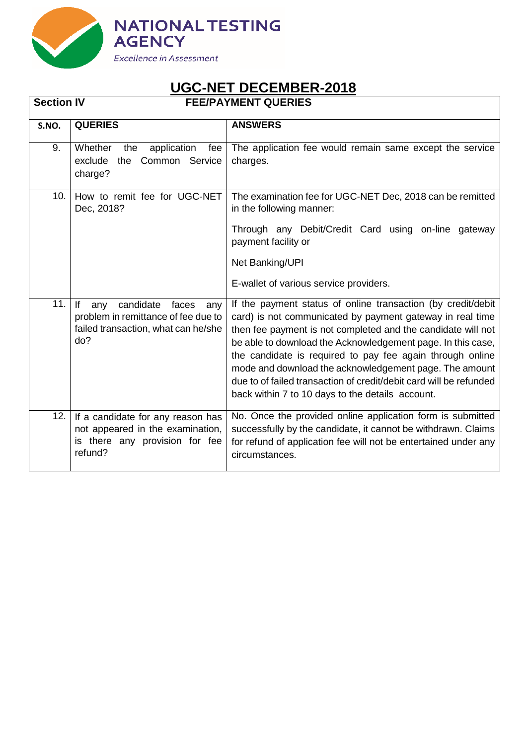**NATIONAL TESTING AGENCY**

*Excellence in Assessment*

# UGC-NET DECEMBER-2018

| **Section IV** | **FEE/PAYMENT QUERIES** | |
|---|---|---|
| **S.NO.** | **QUERIES** | **ANSWERS** |
| 9. | Whether the application fee exclude the Common Service charge? | The application fee would remain same except the service charges. |
| 10. | How to remit fee for UGC-NET Dec, 2018? | The examination fee for UGC-NET Dec, 2018 can be remitted in the following manner:<br><br>Through any Debit/Credit Card using on-line gateway payment facility or<br><br>Net Banking/UPI<br><br>E-wallet of various service providers. |
| 11. | If any candidate faces any problem in remittance of fee due to failed transaction, what can he/she do? | If the payment status of online transaction (by credit/debit card) is not communicated by payment gateway in real time then fee payment is not completed and the candidate will not be able to download the Acknowledgement page. In this case, the candidate is required to pay fee again through online mode and download the acknowledgement page. The amount due to of failed transaction of credit/debit card will be refunded back within 7 to 10 days to the details account. |
| 12. | If a candidate for any reason has not appeared in the examination, is there any provision for fee refund? | No. Once the provided online application form is submitted successfully by the candidate, it cannot be withdrawn. Claims for refund of application fee will not be entertained under any circumstances. |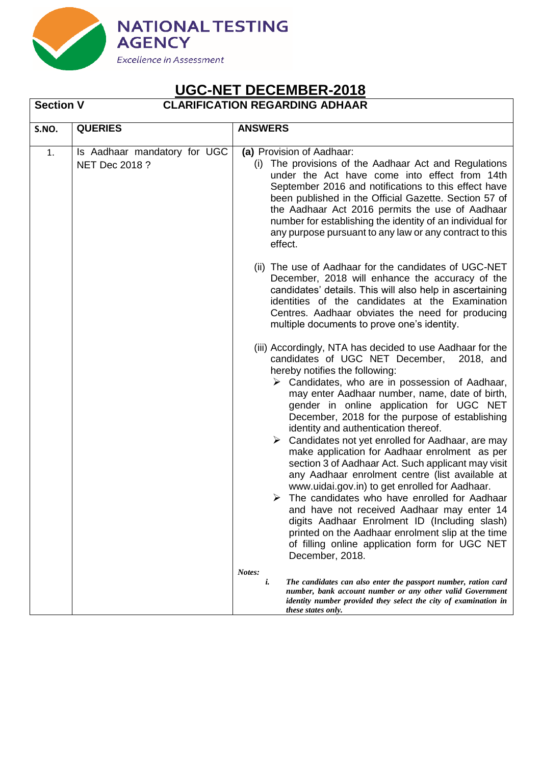NATIONAL TESTING AGENCY

*Excellence in Assessment*

# UGC-NET DECEMBER-2018

| Section V | CLARIFICATION REGARDING ADHAAR | |
|---|---|---|
| **S.NO.** | **QUERIES** | **ANSWERS** |
| 1. | Is Aadhaar mandatory for UGC NET Dec 2018 ? | **(a)** Provision of Aadhaar:<br>(i) The provisions of the Aadhaar Act and Regulations under the Act have come into effect from 14th September 2016 and notifications to this effect have been published in the Official Gazette. Section 57 of the Aadhaar Act 2016 permits the use of Aadhaar number for establishing the identity of an individual for any purpose pursuant to any law or any contract to this effect.<br><br>(ii) The use of Aadhaar for the candidates of UGC-NET December, 2018 will enhance the accuracy of the candidates' details. This will also help in ascertaining identities of the candidates at the Examination Centres. Aadhaar obviates the need for producing multiple documents to prove one's identity.<br><br>(iii) Accordingly, NTA has decided to use Aadhaar for the candidates of UGC NET December, 2018, and hereby notifies the following:<br>➢ Candidates, who are in possession of Aadhaar, may enter Aadhaar number, name, date of birth, gender in online application for UGC NET December, 2018 for the purpose of establishing identity and authentication thereof.<br>➢ Candidates not yet enrolled for Aadhaar, are may make application for Aadhaar enrolment as per section 3 of Aadhaar Act. Such applicant may visit any Aadhaar enrolment centre (list available at www.uidai.gov.in) to get enrolled for Aadhaar.<br>➢ The candidates who have enrolled for Aadhaar and have not received Aadhaar may enter 14 digits Aadhaar Enrolment ID (Including slash) printed on the Aadhaar enrolment slip at the time of filling online application form for UGC NET December, 2018.<br><br>***Notes:***<br>***i. The candidates can also enter the passport number, ration card number, bank account number or any other valid Government identity number provided they select the city of examination in these states only.*** |